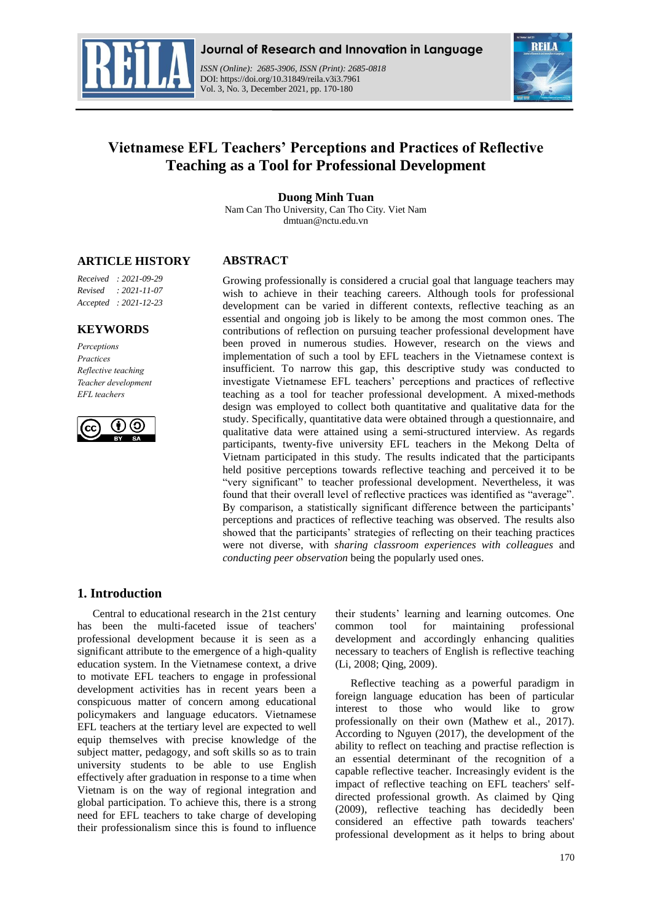# Vietnamese EFL Teachers' Perceptions and Practices of Reflective Teaching as a Tool for Professional Development

**Duong Minh Tuan**

Nam Can Tho University, Can Tho City. Viet Nam

dmtuan@nctu.edu.vn

## ARTICLE HISTORY

*Received : 2021-09-29*
*Revised : 2021-11-07*
*Accepted : 2021-12-23*

## KEYWORDS

*Perceptions*
*Practices*
*Reflective teaching*
*Teacher development*
*EFL teachers*

## ABSTRACT

Growing professionally is considered a crucial goal that language teachers may wish to achieve in their teaching careers. Although tools for professional development can be varied in different contexts, reflective teaching as an essential and ongoing job is likely to be among the most common ones. The contributions of reflection on pursuing teacher professional development have been proved in numerous studies. However, research on the views and implementation of such a tool by EFL teachers in the Vietnamese context is insufficient. To narrow this gap, this descriptive study was conducted to investigate Vietnamese EFL teachers' perceptions and practices of reflective teaching as a tool for teacher professional development. A mixed-methods design was employed to collect both quantitative and qualitative data for the study. Specifically, quantitative data were obtained through a questionnaire, and qualitative data were attained using a semi-structured interview. As regards participants, twenty-five university EFL teachers in the Mekong Delta of Vietnam participated in this study. The results indicated that the participants held positive perceptions towards reflective teaching and perceived it to be "very significant" to teacher professional development. Nevertheless, it was found that their overall level of reflective practices was identified as "average". By comparison, a statistically significant difference between the participants' perceptions and practices of reflective teaching was observed. The results also showed that the participants' strategies of reflecting on their teaching practices were not diverse, with *sharing classroom experiences with colleagues* and *conducting peer observation* being the popularly used ones.

## 1. Introduction

Central to educational research in the 21st century has been the multi-faceted issue of teachers' professional development because it is seen as a significant attribute to the emergence of a high-quality education system. In the Vietnamese context, a drive to motivate EFL teachers to engage in professional development activities has in recent years been a conspicuous matter of concern among educational policymakers and language educators. Vietnamese EFL teachers at the tertiary level are expected to well equip themselves with precise knowledge of the subject matter, pedagogy, and soft skills so as to train university students to be able to use English effectively after graduation in response to a time when Vietnam is on the way of regional integration and global participation. To achieve this, there is a strong need for EFL teachers to take charge of developing their professionalism since this is found to influence their students' learning and learning outcomes. One common tool for maintaining professional development and accordingly enhancing qualities necessary to teachers of English is reflective teaching (Li, 2008; Qing, 2009).

Reflective teaching as a powerful paradigm in foreign language education has been of particular interest to those who would like to grow professionally on their own (Mathew et al., 2017). According to Nguyen (2017), the development of the ability to reflect on teaching and practise reflection is an essential determinant of the recognition of a capable reflective teacher. Increasingly evident is the impact of reflective teaching on EFL teachers' self-directed professional growth. As claimed by Qing (2009), reflective teaching has decidedly been considered an effective path towards teachers' professional development as it helps to bring about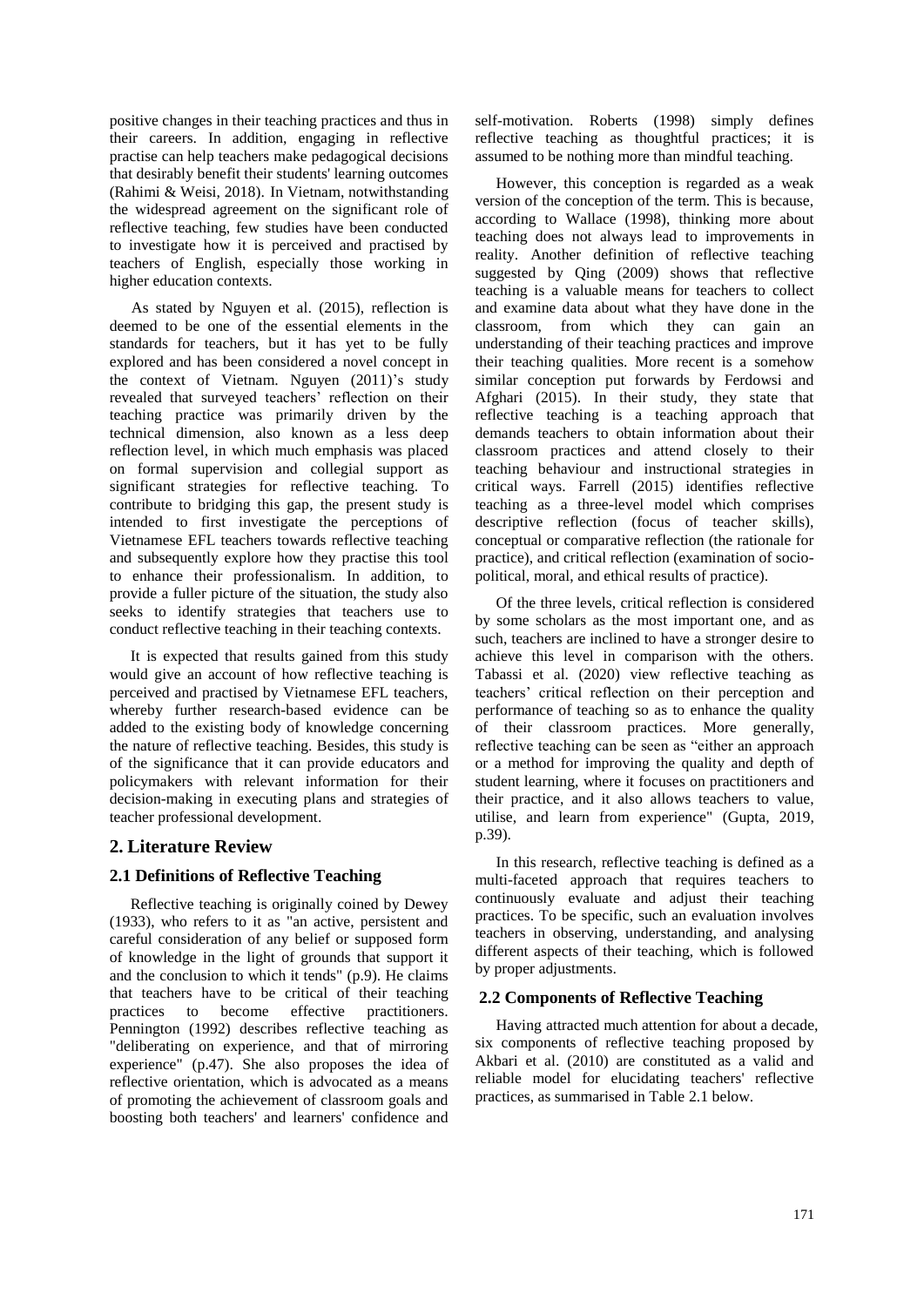positive changes in their teaching practices and thus in their careers. In addition, engaging in reflective practise can help teachers make pedagogical decisions that desirably benefit their students' learning outcomes (Rahimi & Weisi, 2018). In Vietnam, notwithstanding the widespread agreement on the significant role of reflective teaching, few studies have been conducted to investigate how it is perceived and practised by teachers of English, especially those working in higher education contexts.

As stated by Nguyen et al. (2015), reflection is deemed to be one of the essential elements in the standards for teachers, but it has yet to be fully explored and has been considered a novel concept in the context of Vietnam. Nguyen (2011)'s study revealed that surveyed teachers' reflection on their teaching practice was primarily driven by the technical dimension, also known as a less deep reflection level, in which much emphasis was placed on formal supervision and collegial support as significant strategies for reflective teaching. To contribute to bridging this gap, the present study is intended to first investigate the perceptions of Vietnamese EFL teachers towards reflective teaching and subsequently explore how they practise this tool to enhance their professionalism. In addition, to provide a fuller picture of the situation, the study also seeks to identify strategies that teachers use to conduct reflective teaching in their teaching contexts.

It is expected that results gained from this study would give an account of how reflective teaching is perceived and practised by Vietnamese EFL teachers, whereby further research-based evidence can be added to the existing body of knowledge concerning the nature of reflective teaching. Besides, this study is of the significance that it can provide educators and policymakers with relevant information for their decision-making in executing plans and strategies of teacher professional development.

## 2. Literature Review

### 2.1 Definitions of Reflective Teaching

Reflective teaching is originally coined by Dewey (1933), who refers to it as "an active, persistent and careful consideration of any belief or supposed form of knowledge in the light of grounds that support it and the conclusion to which it tends" (p.9). He claims that teachers have to be critical of their teaching practices to become effective practitioners. Pennington (1992) describes reflective teaching as "deliberating on experience, and that of mirroring experience" (p.47). She also proposes the idea of reflective orientation, which is advocated as a means of promoting the achievement of classroom goals and boosting both teachers' and learners' confidence and self-motivation. Roberts (1998) simply defines reflective teaching as thoughtful practices; it is assumed to be nothing more than mindful teaching.

However, this conception is regarded as a weak version of the conception of the term. This is because, according to Wallace (1998), thinking more about teaching does not always lead to improvements in reality. Another definition of reflective teaching suggested by Qing (2009) shows that reflective teaching is a valuable means for teachers to collect and examine data about what they have done in the classroom, from which they can gain an understanding of their teaching practices and improve their teaching qualities. More recent is a somehow similar conception put forwards by Ferdowsi and Afghari (2015). In their study, they state that reflective teaching is a teaching approach that demands teachers to obtain information about their classroom practices and attend closely to their teaching behaviour and instructional strategies in critical ways. Farrell (2015) identifies reflective teaching as a three-level model which comprises descriptive reflection (focus of teacher skills), conceptual or comparative reflection (the rationale for practice), and critical reflection (examination of socio-political, moral, and ethical results of practice).

Of the three levels, critical reflection is considered by some scholars as the most important one, and as such, teachers are inclined to have a stronger desire to achieve this level in comparison with the others. Tabassi et al. (2020) view reflective teaching as teachers' critical reflection on their perception and performance of teaching so as to enhance the quality of their classroom practices. More generally, reflective teaching can be seen as "either an approach or a method for improving the quality and depth of student learning, where it focuses on practitioners and their practice, and it also allows teachers to value, utilise, and learn from experience" (Gupta, 2019, p.39).

In this research, reflective teaching is defined as a multi-faceted approach that requires teachers to continuously evaluate and adjust their teaching practices. To be specific, such an evaluation involves teachers in observing, understanding, and analysing different aspects of their teaching, which is followed by proper adjustments.

### 2.2 Components of Reflective Teaching

Having attracted much attention for about a decade, six components of reflective teaching proposed by Akbari et al. (2010) are constituted as a valid and reliable model for elucidating teachers' reflective practices, as summarised in Table 2.1 below.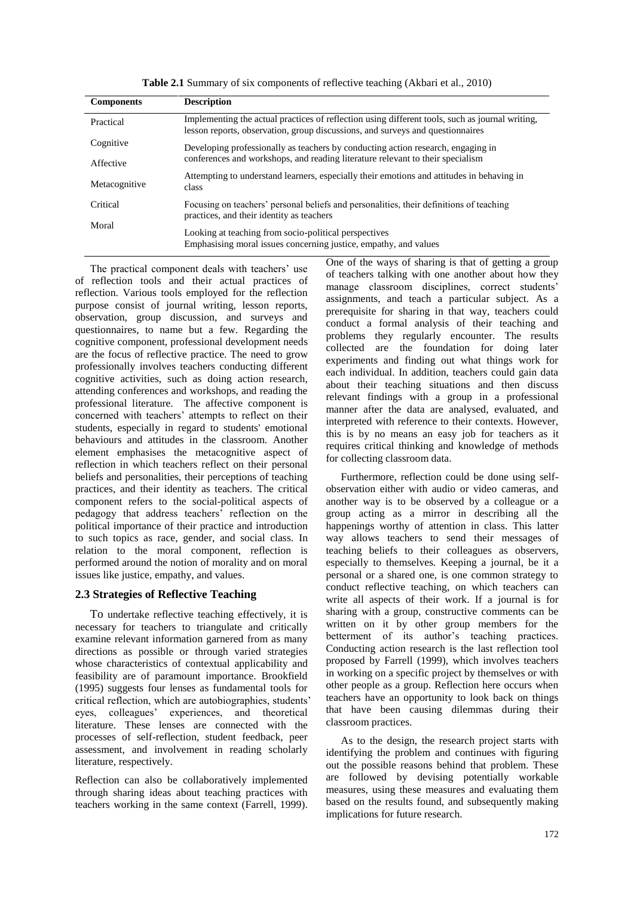**Table 2.1** Summary of six components of reflective teaching (Akbari et al., 2010)

| Components | Description |
| --- | --- |
| Practical | Implementing the actual practices of reflection using different tools, such as journal writing, lesson reports, observation, group discussions, and surveys and questionnaires |
| Cognitive | Developing professionally as teachers by conducting action research, engaging in conferences and workshops, and reading literature relevant to their specialism |
| Affective | Attempting to understand learners, especially their emotions and attitudes in behaving in class |
| Metacognitive | Focusing on teachers' personal beliefs and personalities, their definitions of teaching practices, and their identity as teachers |
| Critical | Looking at teaching from socio-political perspectives |
| Moral | Emphasising moral issues concerning justice, empathy, and values |

The practical component deals with teachers' use of reflection tools and their actual practices of reflection. Various tools employed for the reflection purpose consist of journal writing, lesson reports, observation, group discussion, and surveys and questionnaires, to name but a few. Regarding the cognitive component, professional development needs are the focus of reflective practice. The need to grow professionally involves teachers conducting different cognitive activities, such as doing action research, attending conferences and workshops, and reading the professional literature. The affective component is concerned with teachers' attempts to reflect on their students, especially in regard to students' emotional behaviours and attitudes in the classroom. Another element emphasises the metacognitive aspect of reflection in which teachers reflect on their personal beliefs and personalities, their perceptions of teaching practices, and their identity as teachers. The critical component refers to the social-political aspects of pedagogy that address teachers' reflection on the political importance of their practice and introduction to such topics as race, gender, and social class. In relation to the moral component, reflection is performed around the notion of morality and on moral issues like justice, empathy, and values.

## 2.3 Strategies of Reflective Teaching

To undertake reflective teaching effectively, it is necessary for teachers to triangulate and critically examine relevant information garnered from as many directions as possible or through varied strategies whose characteristics of contextual applicability and feasibility are of paramount importance. Brookfield (1995) suggests four lenses as fundamental tools for critical reflection, which are autobiographies, students' eyes, colleagues' experiences, and theoretical literature. These lenses are connected with the processes of self-reflection, student feedback, peer assessment, and involvement in reading scholarly literature, respectively.

Reflection can also be collaboratively implemented through sharing ideas about teaching practices with teachers working in the same context (Farrell, 1999). One of the ways of sharing is that of getting a group of teachers talking with one another about how they manage classroom disciplines, correct students' assignments, and teach a particular subject. As a prerequisite for sharing in that way, teachers could conduct a formal analysis of their teaching and problems they regularly encounter. The results collected are the foundation for doing later experiments and finding out what things work for each individual. In addition, teachers could gain data about their teaching situations and then discuss relevant findings with a group in a professional manner after the data are analysed, evaluated, and interpreted with reference to their contexts. However, this is by no means an easy job for teachers as it requires critical thinking and knowledge of methods for collecting classroom data.

Furthermore, reflection could be done using self-observation either with audio or video cameras, and another way is to be observed by a colleague or a group acting as a mirror in describing all the happenings worthy of attention in class. This latter way allows teachers to send their messages of teaching beliefs to their colleagues as observers, especially to themselves. Keeping a journal, be it a personal or a shared one, is one common strategy to conduct reflective teaching, on which teachers can write all aspects of their work. If a journal is for sharing with a group, constructive comments can be written on it by other group members for the betterment of its author's teaching practices. Conducting action research is the last reflection tool proposed by Farrell (1999), which involves teachers in working on a specific project by themselves or with other people as a group. Reflection here occurs when teachers have an opportunity to look back on things that have been causing dilemmas during their classroom practices.

As to the design, the research project starts with identifying the problem and continues with figuring out the possible reasons behind that problem. These are followed by devising potentially workable measures, using these measures and evaluating them based on the results found, and subsequently making implications for future research.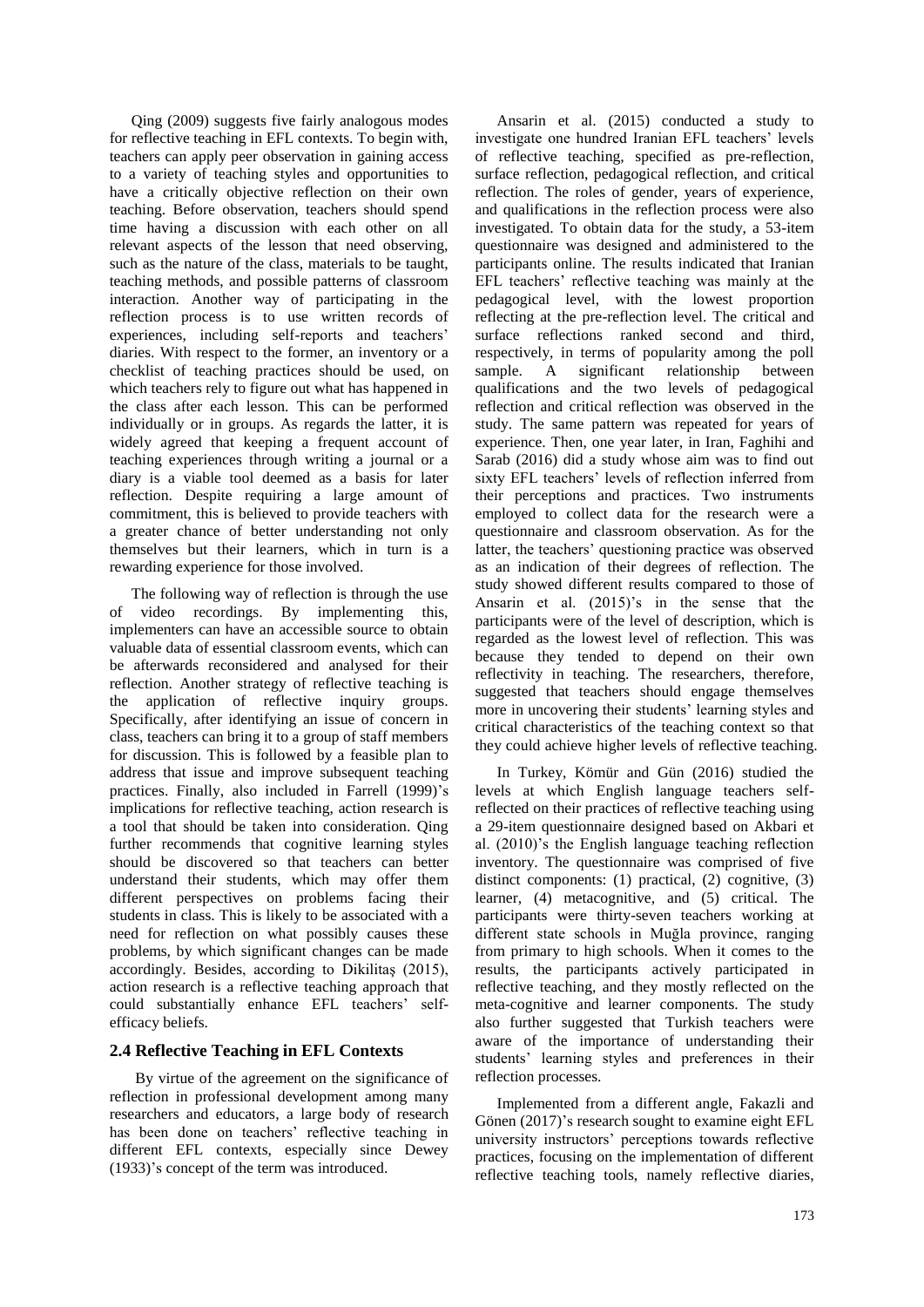Qing (2009) suggests five fairly analogous modes for reflective teaching in EFL contexts. To begin with, teachers can apply peer observation in gaining access to a variety of teaching styles and opportunities to have a critically objective reflection on their own teaching. Before observation, teachers should spend time having a discussion with each other on all relevant aspects of the lesson that need observing, such as the nature of the class, materials to be taught, teaching methods, and possible patterns of classroom interaction. Another way of participating in the reflection process is to use written records of experiences, including self-reports and teachers' diaries. With respect to the former, an inventory or a checklist of teaching practices should be used, on which teachers rely to figure out what has happened in the class after each lesson. This can be performed individually or in groups. As regards the latter, it is widely agreed that keeping a frequent account of teaching experiences through writing a journal or a diary is a viable tool deemed as a basis for later reflection. Despite requiring a large amount of commitment, this is believed to provide teachers with a greater chance of better understanding not only themselves but their learners, which in turn is a rewarding experience for those involved.

The following way of reflection is through the use of video recordings. By implementing this, implementers can have an accessible source to obtain valuable data of essential classroom events, which can be afterwards reconsidered and analysed for their reflection. Another strategy of reflective teaching is the application of reflective inquiry groups. Specifically, after identifying an issue of concern in class, teachers can bring it to a group of staff members for discussion. This is followed by a feasible plan to address that issue and improve subsequent teaching practices. Finally, also included in Farrell (1999)'s implications for reflective teaching, action research is a tool that should be taken into consideration. Qing further recommends that cognitive learning styles should be discovered so that teachers can better understand their students, which may offer them different perspectives on problems facing their students in class. This is likely to be associated with a need for reflection on what possibly causes these problems, by which significant changes can be made accordingly. Besides, according to Dikilitaş (2015), action research is a reflective teaching approach that could substantially enhance EFL teachers' self-efficacy beliefs.

## 2.4 Reflective Teaching in EFL Contexts

By virtue of the agreement on the significance of reflection in professional development among many researchers and educators, a large body of research has been done on teachers' reflective teaching in different EFL contexts, especially since Dewey (1933)'s concept of the term was introduced.

Ansarin et al. (2015) conducted a study to investigate one hundred Iranian EFL teachers' levels of reflective teaching, specified as pre-reflection, surface reflection, pedagogical reflection, and critical reflection. The roles of gender, years of experience, and qualifications in the reflection process were also investigated. To obtain data for the study, a 53-item questionnaire was designed and administered to the participants online. The results indicated that Iranian EFL teachers' reflective teaching was mainly at the pedagogical level, with the lowest proportion reflecting at the pre-reflection level. The critical and surface reflections ranked second and third, respectively, in terms of popularity among the poll sample. A significant relationship between qualifications and the two levels of pedagogical reflection and critical reflection was observed in the study. The same pattern was repeated for years of experience. Then, one year later, in Iran, Faghihi and Sarab (2016) did a study whose aim was to find out sixty EFL teachers' levels of reflection inferred from their perceptions and practices. Two instruments employed to collect data for the research were a questionnaire and classroom observation. As for the latter, the teachers' questioning practice was observed as an indication of their degrees of reflection. The study showed different results compared to those of Ansarin et al. (2015)'s in the sense that the participants were of the level of description, which is regarded as the lowest level of reflection. This was because they tended to depend on their own reflectivity in teaching. The researchers, therefore, suggested that teachers should engage themselves more in uncovering their students' learning styles and critical characteristics of the teaching context so that they could achieve higher levels of reflective teaching.

In Turkey, Kömür and Gün (2016) studied the levels at which English language teachers self-reflected on their practices of reflective teaching using a 29-item questionnaire designed based on Akbari et al. (2010)'s the English language teaching reflection inventory. The questionnaire was comprised of five distinct components: (1) practical, (2) cognitive, (3) learner, (4) metacognitive, and (5) critical. The participants were thirty-seven teachers working at different state schools in Muğla province, ranging from primary to high schools. When it comes to the results, the participants actively participated in reflective teaching, and they mostly reflected on the meta-cognitive and learner components. The study also further suggested that Turkish teachers were aware of the importance of understanding their students' learning styles and preferences in their reflection processes.

Implemented from a different angle, Fakazli and Gönen (2017)'s research sought to examine eight EFL university instructors' perceptions towards reflective practices, focusing on the implementation of different reflective teaching tools, namely reflective diaries,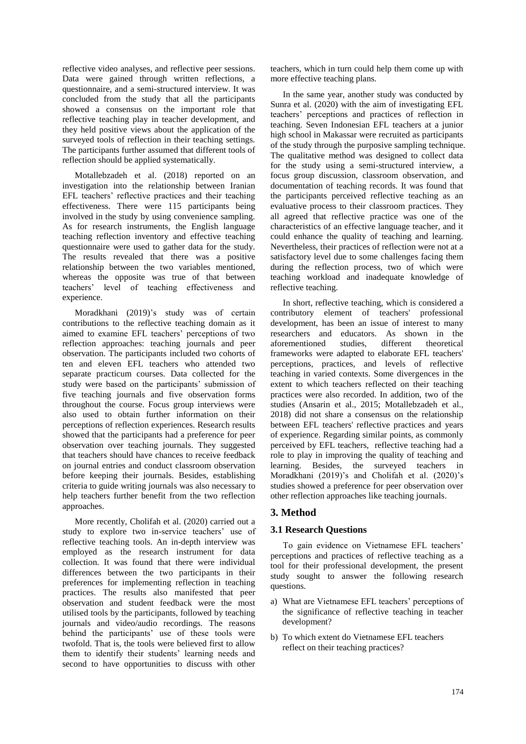reflective video analyses, and reflective peer sessions. Data were gained through written reflections, a questionnaire, and a semi-structured interview. It was concluded from the study that all the participants showed a consensus on the important role that reflective teaching play in teacher development, and they held positive views about the application of the surveyed tools of reflection in their teaching settings. The participants further assumed that different tools of reflection should be applied systematically.

Motallebzadeh et al. (2018) reported on an investigation into the relationship between Iranian EFL teachers' reflective practices and their teaching effectiveness. There were 115 participants being involved in the study by using convenience sampling. As for research instruments, the English language teaching reflection inventory and effective teaching questionnaire were used to gather data for the study. The results revealed that there was a positive relationship between the two variables mentioned, whereas the opposite was true of that between teachers' level of teaching effectiveness and experience.

Moradkhani (2019)'s study was of certain contributions to the reflective teaching domain as it aimed to examine EFL teachers' perceptions of two reflection approaches: teaching journals and peer observation. The participants included two cohorts of ten and eleven EFL teachers who attended two separate practicum courses. Data collected for the study were based on the participants' submission of five teaching journals and five observation forms throughout the course. Focus group interviews were also used to obtain further information on their perceptions of reflection experiences. Research results showed that the participants had a preference for peer observation over teaching journals. They suggested that teachers should have chances to receive feedback on journal entries and conduct classroom observation before keeping their journals. Besides, establishing criteria to guide writing journals was also necessary to help teachers further benefit from the two reflection approaches.

More recently, Cholifah et al. (2020) carried out a study to explore two in-service teachers' use of reflective teaching tools. An in-depth interview was employed as the research instrument for data collection. It was found that there were individual differences between the two participants in their preferences for implementing reflection in teaching practices. The results also manifested that peer observation and student feedback were the most utilised tools by the participants, followed by teaching journals and video/audio recordings. The reasons behind the participants' use of these tools were twofold. That is, the tools were believed first to allow them to identify their students' learning needs and second to have opportunities to discuss with other teachers, which in turn could help them come up with more effective teaching plans.

In the same year, another study was conducted by Sunra et al. (2020) with the aim of investigating EFL teachers' perceptions and practices of reflection in teaching. Seven Indonesian EFL teachers at a junior high school in Makassar were recruited as participants of the study through the purposive sampling technique. The qualitative method was designed to collect data for the study using a semi-structured interview, a focus group discussion, classroom observation, and documentation of teaching records. It was found that the participants perceived reflective teaching as an evaluative process to their classroom practices. They all agreed that reflective practice was one of the characteristics of an effective language teacher, and it could enhance the quality of teaching and learning. Nevertheless, their practices of reflection were not at a satisfactory level due to some challenges facing them during the reflection process, two of which were teaching workload and inadequate knowledge of reflective teaching.

In short, reflective teaching, which is considered a contributory element of teachers' professional development, has been an issue of interest to many researchers and educators. As shown in the aforementioned studies, different theoretical frameworks were adapted to elaborate EFL teachers' perceptions, practices, and levels of reflective teaching in varied contexts. Some divergences in the extent to which teachers reflected on their teaching practices were also recorded. In addition, two of the studies (Ansarin et al., 2015; Motallebzadeh et al., 2018) did not share a consensus on the relationship between EFL teachers' reflective practices and years of experience. Regarding similar points, as commonly perceived by EFL teachers, reflective teaching had a role to play in improving the quality of teaching and learning. Besides, the surveyed teachers in Moradkhani (2019)'s and Cholifah et al. (2020)'s studies showed a preference for peer observation over other reflection approaches like teaching journals.

## 3. Method

### 3.1 Research Questions

To gain evidence on Vietnamese EFL teachers' perceptions and practices of reflective teaching as a tool for their professional development, the present study sought to answer the following research questions.

a) What are Vietnamese EFL teachers' perceptions of the significance of reflective teaching in teacher development?

b) To which extent do Vietnamese EFL teachers reflect on their teaching practices?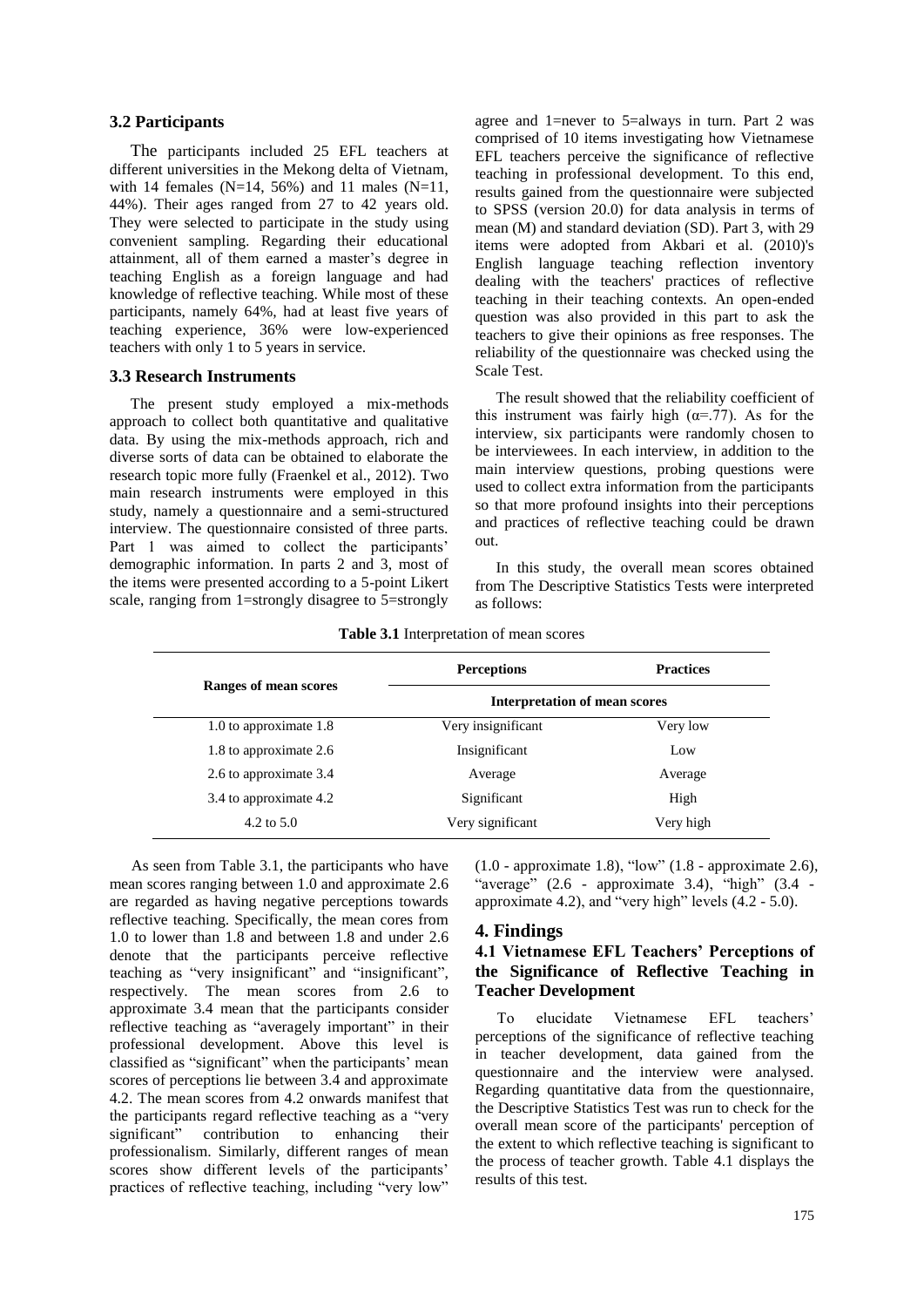### 3.2 Participants

The participants included 25 EFL teachers at different universities in the Mekong delta of Vietnam, with 14 females (N=14, 56%) and 11 males (N=11, 44%). Their ages ranged from 27 to 42 years old. They were selected to participate in the study using convenient sampling. Regarding their educational attainment, all of them earned a master's degree in teaching English as a foreign language and had knowledge of reflective teaching. While most of these participants, namely 64%, had at least five years of teaching experience, 36% were low-experienced teachers with only 1 to 5 years in service.

### 3.3 Research Instruments

The present study employed a mix-methods approach to collect both quantitative and qualitative data. By using the mix-methods approach, rich and diverse sorts of data can be obtained to elaborate the research topic more fully (Fraenkel et al., 2012). Two main research instruments were employed in this study, namely a questionnaire and a semi-structured interview. The questionnaire consisted of three parts. Part 1 was aimed to collect the participants' demographic information. In parts 2 and 3, most of the items were presented according to a 5-point Likert scale, ranging from 1=strongly disagree to 5=strongly agree and 1=never to 5=always in turn. Part 2 was comprised of 10 items investigating how Vietnamese EFL teachers perceive the significance of reflective teaching in professional development. To this end, results gained from the questionnaire were subjected to SPSS (version 20.0) for data analysis in terms of mean (M) and standard deviation (SD). Part 3, with 29 items were adopted from Akbari et al. (2010)'s English language teaching reflection inventory dealing with the teachers' practices of reflective teaching in their teaching contexts. An open-ended question was also provided in this part to ask the teachers to give their opinions as free responses. The reliability of the questionnaire was checked using the Scale Test.

The result showed that the reliability coefficient of this instrument was fairly high ($\alpha$=.77). As for the interview, six participants were randomly chosen to be interviewees. In each interview, in addition to the main interview questions, probing questions were used to collect extra information from the participants so that more profound insights into their perceptions and practices of reflective teaching could be drawn out.

In this study, the overall mean scores obtained from The Descriptive Statistics Tests were interpreted as follows:

**Table 3.1** Interpretation of mean scores

| Ranges of mean scores | Perceptions | Practices |
|---|---|---|
| | Interpretation of mean scores | |
| 1.0 to approximate 1.8 | Very insignificant | Very low |
| 1.8 to approximate 2.6 | Insignificant | Low |
| 2.6 to approximate 3.4 | Average | Average |
| 3.4 to approximate 4.2 | Significant | High |
| 4.2 to 5.0 | Very significant | Very high |

As seen from Table 3.1, the participants who have mean scores ranging between 1.0 and approximate 2.6 are regarded as having negative perceptions towards reflective teaching. Specifically, the mean cores from 1.0 to lower than 1.8 and between 1.8 and under 2.6 denote that the participants perceive reflective teaching as "very insignificant" and "insignificant", respectively. The mean scores from 2.6 to approximate 3.4 mean that the participants consider reflective teaching as "averagely important" in their professional development. Above this level is classified as "significant" when the participants' mean scores of perceptions lie between 3.4 and approximate 4.2. The mean scores from 4.2 onwards manifest that the participants regard reflective teaching as a "very significant" contribution to enhancing their professionalism. Similarly, different ranges of mean scores show different levels of the participants' practices of reflective teaching, including "very low" (1.0 - approximate 1.8), "low" (1.8 - approximate 2.6), "average" (2.6 - approximate 3.4), "high" (3.4 - approximate 4.2), and "very high" levels (4.2 - 5.0).

## 4. Findings

### 4.1 Vietnamese EFL Teachers' Perceptions of the Significance of Reflective Teaching in Teacher Development

To elucidate Vietnamese EFL teachers' perceptions of the significance of reflective teaching in teacher development, data gained from the questionnaire and the interview were analysed. Regarding quantitative data from the questionnaire, the Descriptive Statistics Test was run to check for the overall mean score of the participants' perception of the extent to which reflective teaching is significant to the process of teacher growth. Table 4.1 displays the results of this test.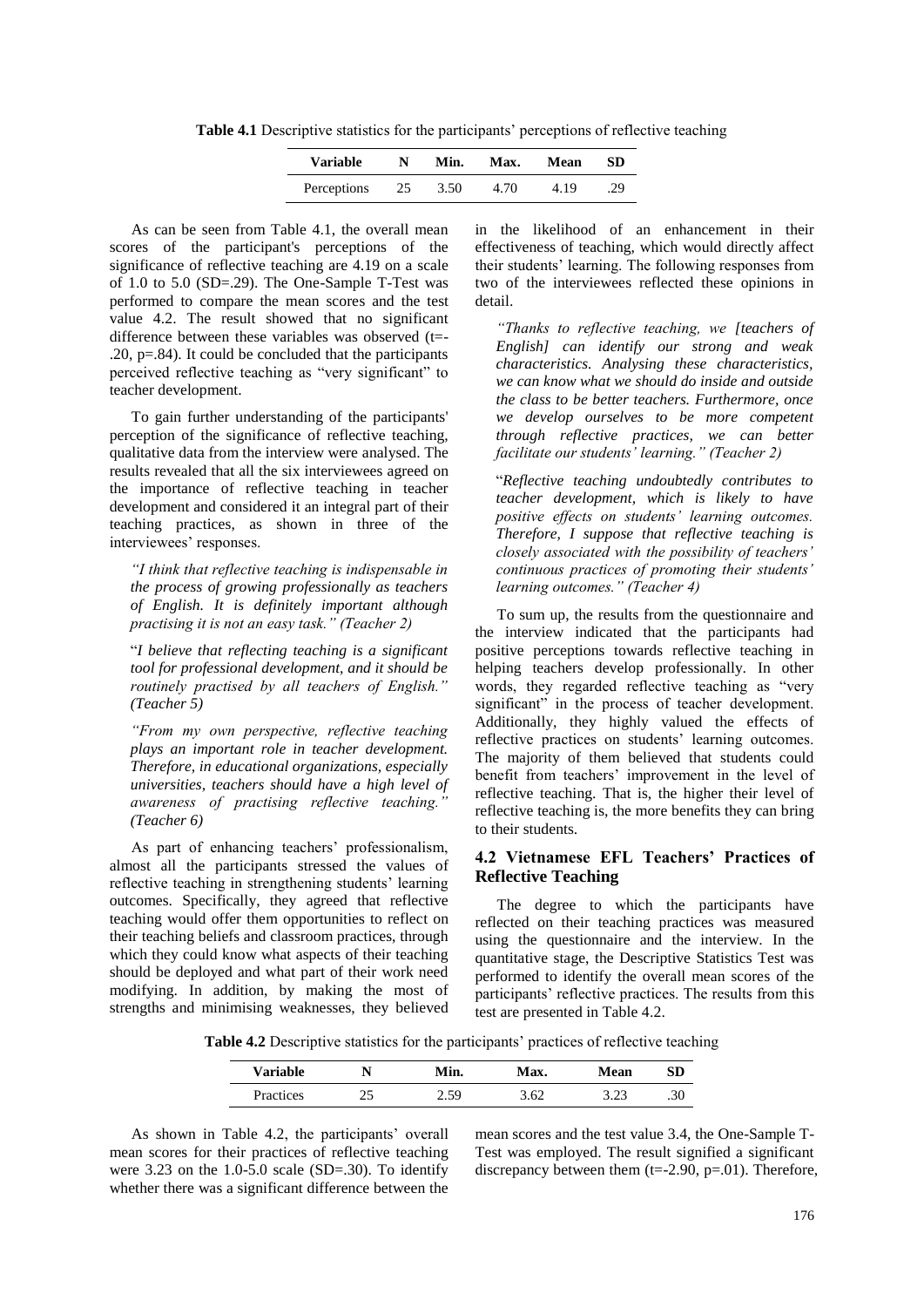**Table 4.1** Descriptive statistics for the participants' perceptions of reflective teaching

| Variable | N | Min. | Max. | Mean | SD |
|---|---|---|---|---|---|
| Perceptions | 25 | 3.50 | 4.70 | 4.19 | .29 |

As can be seen from Table 4.1, the overall mean scores of the participant's perceptions of the significance of reflective teaching are 4.19 on a scale of 1.0 to 5.0 (SD=.29). The One-Sample T-Test was performed to compare the mean scores and the test value 4.2. The result showed that no significant difference between these variables was observed (t=-.20, p=.84). It could be concluded that the participants perceived reflective teaching as "very significant" to teacher development.

To gain further understanding of the participants' perception of the significance of reflective teaching, qualitative data from the interview were analysed. The results revealed that all the six interviewees agreed on the importance of reflective teaching in teacher development and considered it an integral part of their teaching practices, as shown in three of the interviewees' responses.

*"I think that reflective teaching is indispensable in the process of growing professionally as teachers of English. It is definitely important although practising it is not an easy task." (Teacher 2)*

*"I believe that reflecting teaching is a significant tool for professional development, and it should be routinely practised by all teachers of English." (Teacher 5)*

*"From my own perspective, reflective teaching plays an important role in teacher development. Therefore, in educational organizations, especially universities, teachers should have a high level of awareness of practising reflective teaching." (Teacher 6)*

As part of enhancing teachers' professionalism, almost all the participants stressed the values of reflective teaching in strengthening students' learning outcomes. Specifically, they agreed that reflective teaching would offer them opportunities to reflect on their teaching beliefs and classroom practices, through which they could know what aspects of their teaching should be deployed and what part of their work need modifying. In addition, by making the most of strengths and minimising weaknesses, they believed in the likelihood of an enhancement in their effectiveness of teaching, which would directly affect their students' learning. The following responses from two of the interviewees reflected these opinions in detail.

*"Thanks to reflective teaching, we [teachers of English] can identify our strong and weak characteristics. Analysing these characteristics, we can know what we should do inside and outside the class to be better teachers. Furthermore, once we develop ourselves to be more competent through reflective practices, we can better facilitate our students' learning." (Teacher 2)*

*"Reflective teaching undoubtedly contributes to teacher development, which is likely to have positive effects on students' learning outcomes. Therefore, I suppose that reflective teaching is closely associated with the possibility of teachers' continuous practices of promoting their students' learning outcomes." (Teacher 4)*

To sum up, the results from the questionnaire and the interview indicated that the participants had positive perceptions towards reflective teaching in helping teachers develop professionally. In other words, they regarded reflective teaching as "very significant" in the process of teacher development. Additionally, they highly valued the effects of reflective practices on students' learning outcomes. The majority of them believed that students could benefit from teachers' improvement in the level of reflective teaching. That is, the higher their level of reflective teaching is, the more benefits they can bring to their students.

### 4.2 Vietnamese EFL Teachers' Practices of Reflective Teaching

The degree to which the participants have reflected on their teaching practices was measured using the questionnaire and the interview. In the quantitative stage, the Descriptive Statistics Test was performed to identify the overall mean scores of the participants' reflective practices. The results from this test are presented in Table 4.2.

**Table 4.2** Descriptive statistics for the participants' practices of reflective teaching

| Variable | N | Min. | Max. | Mean | SD |
|---|---|---|---|---|---|
| Practices | 25 | 2.59 | 3.62 | 3.23 | .30 |

As shown in Table 4.2, the participants' overall mean scores for their practices of reflective teaching were 3.23 on the 1.0-5.0 scale (SD=.30). To identify whether there was a significant difference between the mean scores and the test value 3.4, the One-Sample T-Test was employed. The result signified a significant discrepancy between them (t=-2.90, p=.01). Therefore,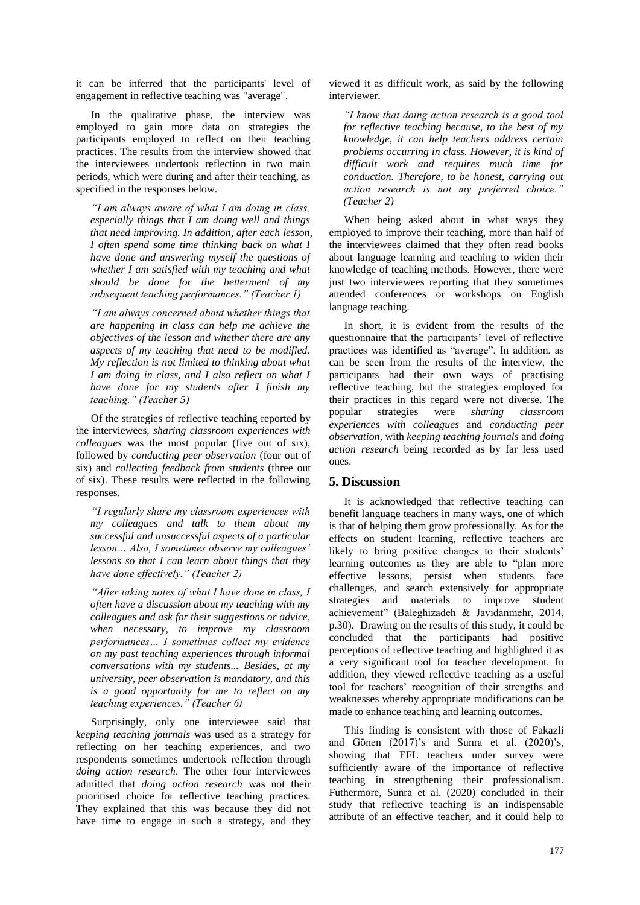it can be inferred that the participants' level of engagement in reflective teaching was "average".

In the qualitative phase, the interview was employed to gain more data on strategies the participants employed to reflect on their teaching practices. The results from the interview showed that the interviewees undertook reflection in two main periods, which were during and after their teaching, as specified in the responses below.

> *"I am always aware of what I am doing in class, especially things that I am doing well and things that need improving. In addition, after each lesson, I often spend some time thinking back on what I have done and answering myself the questions of whether I am satisfied with my teaching and what should be done for the betterment of my subsequent teaching performances." (Teacher 1)*

> *"I am always concerned about whether things that are happening in class can help me achieve the objectives of the lesson and whether there are any aspects of my teaching that need to be modified. My reflection is not limited to thinking about what I am doing in class, and I also reflect on what I have done for my students after I finish my teaching." (Teacher 5)*

Of the strategies of reflective teaching reported by the interviewees, *sharing classroom experiences with colleagues* was the most popular (five out of six), followed by *conducting peer observation* (four out of six) and *collecting feedback from students* (three out of six). These results were reflected in the following responses.

> *"I regularly share my classroom experiences with my colleagues and talk to them about my successful and unsuccessful aspects of a particular lesson… Also, I sometimes observe my colleagues' lessons so that I can learn about things that they have done effectively." (Teacher 2)*

> *"After taking notes of what I have done in class, I often have a discussion about my teaching with my colleagues and ask for their suggestions or advice, when necessary, to improve my classroom performances… I sometimes collect my evidence on my past teaching experiences through informal conversations with my students... Besides, at my university, peer observation is mandatory, and this is a good opportunity for me to reflect on my teaching experiences." (Teacher 6)*

Surprisingly, only one interviewee said that *keeping teaching journals* was used as a strategy for reflecting on her teaching experiences, and two respondents sometimes undertook reflection through *doing action research*. The other four interviewees admitted that *doing action research* was not their prioritised choice for reflective teaching practices. They explained that this was because they did not have time to engage in such a strategy, and they viewed it as difficult work, as said by the following interviewer.

> *"I know that doing action research is a good tool for reflective teaching because, to the best of my knowledge, it can help teachers address certain problems occurring in class. However, it is kind of difficult work and requires much time for conduction. Therefore, to be honest, carrying out action research is not my preferred choice." (Teacher 2)*

When being asked about in what ways they employed to improve their teaching, more than half of the interviewees claimed that they often read books about language learning and teaching to widen their knowledge of teaching methods. However, there were just two interviewees reporting that they sometimes attended conferences or workshops on English language teaching.

In short, it is evident from the results of the questionnaire that the participants' level of reflective practices was identified as "average". In addition, as can be seen from the results of the interview, the participants had their own ways of practising reflective teaching, but the strategies employed for their practices in this regard were not diverse. The popular strategies were *sharing classroom experiences with colleagues* and *conducting peer observation*, with *keeping teaching journals* and *doing action research* being recorded as by far less used ones.

## 5. Discussion

It is acknowledged that reflective teaching can benefit language teachers in many ways, one of which is that of helping them grow professionally. As for the effects on student learning, reflective teachers are likely to bring positive changes to their students' learning outcomes as they are able to "plan more effective lessons, persist when students face challenges, and search extensively for appropriate strategies and materials to improve student achievement" (Baleghizadeh & Javidanmehr, 2014, p.30). Drawing on the results of this study, it could be concluded that the participants had positive perceptions of reflective teaching and highlighted it as a very significant tool for teacher development. In addition, they viewed reflective teaching as a useful tool for teachers' recognition of their strengths and weaknesses whereby appropriate modifications can be made to enhance teaching and learning outcomes.

This finding is consistent with those of Fakazli and Gönen (2017)'s and Sunra et al. (2020)'s, showing that EFL teachers under survey were sufficiently aware of the importance of reflective teaching in strengthening their professionalism. Futhermore, Sunra et al. (2020) concluded in their study that reflective teaching is an indispensable attribute of an effective teacher, and it could help to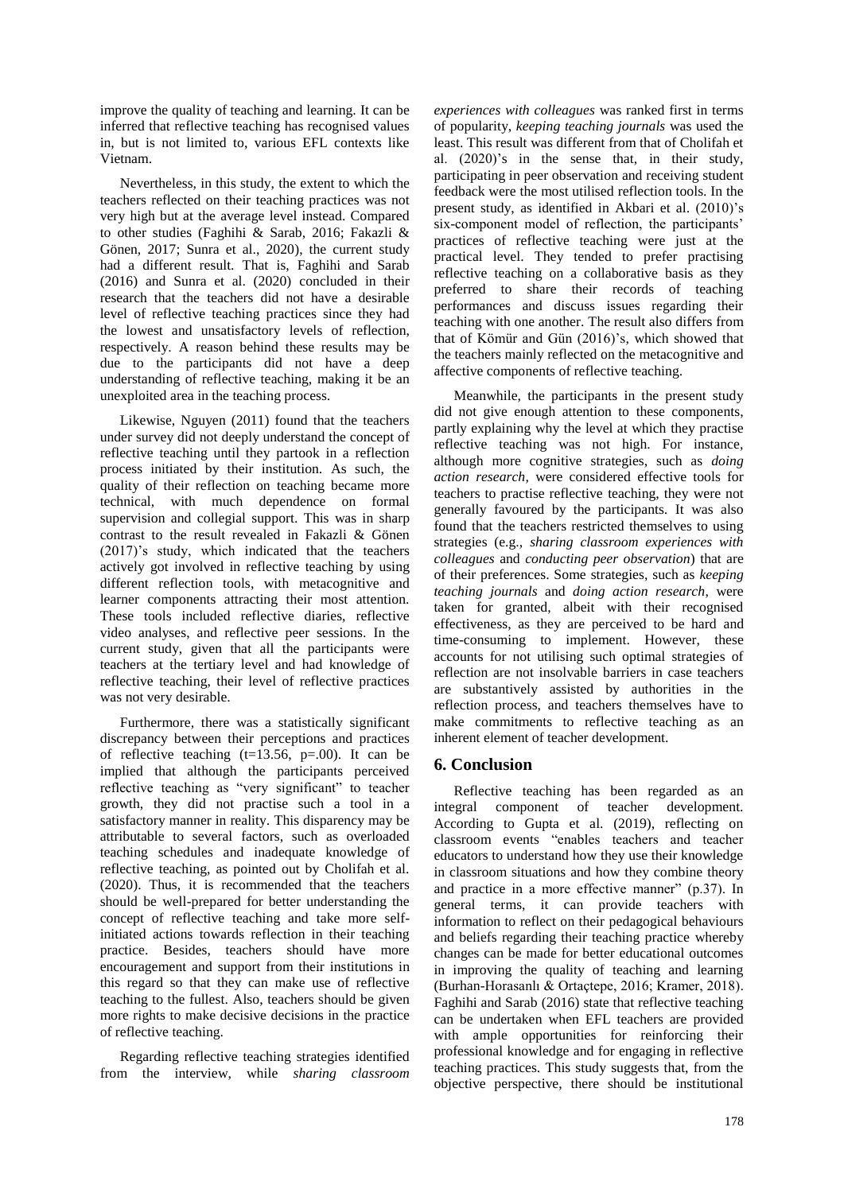improve the quality of teaching and learning. It can be inferred that reflective teaching has recognised values in, but is not limited to, various EFL contexts like Vietnam.

Nevertheless, in this study, the extent to which the teachers reflected on their teaching practices was not very high but at the average level instead. Compared to other studies (Faghihi & Sarab, 2016; Fakazli & Gönen, 2017; Sunra et al., 2020), the current study had a different result. That is, Faghihi and Sarab (2016) and Sunra et al. (2020) concluded in their research that the teachers did not have a desirable level of reflective teaching practices since they had the lowest and unsatisfactory levels of reflection, respectively. A reason behind these results may be due to the participants did not have a deep understanding of reflective teaching, making it be an unexploited area in the teaching process.

Likewise, Nguyen (2011) found that the teachers under survey did not deeply understand the concept of reflective teaching until they partook in a reflection process initiated by their institution. As such, the quality of their reflection on teaching became more technical, with much dependence on formal supervision and collegial support. This was in sharp contrast to the result revealed in Fakazli & Gönen (2017)'s study, which indicated that the teachers actively got involved in reflective teaching by using different reflection tools, with metacognitive and learner components attracting their most attention. These tools included reflective diaries, reflective video analyses, and reflective peer sessions. In the current study, given that all the participants were teachers at the tertiary level and had knowledge of reflective teaching, their level of reflective practices was not very desirable.

Furthermore, there was a statistically significant discrepancy between their perceptions and practices of reflective teaching ($t=13.56$, $p=.00$). It can be implied that although the participants perceived reflective teaching as "very significant" to teacher growth, they did not practise such a tool in a satisfactory manner in reality. This disparency may be attributable to several factors, such as overloaded teaching schedules and inadequate knowledge of reflective teaching, as pointed out by Cholifah et al. (2020). Thus, it is recommended that the teachers should be well-prepared for better understanding the concept of reflective teaching and take more self-initiated actions towards reflection in their teaching practice. Besides, teachers should have more encouragement and support from their institutions in this regard so that they can make use of reflective teaching to the fullest. Also, teachers should be given more rights to make decisive decisions in the practice of reflective teaching.

Regarding reflective teaching strategies identified from the interview, while *sharing classroom experiences with colleagues* was ranked first in terms of popularity, *keeping teaching journals* was used the least. This result was different from that of Cholifah et al. (2020)'s in the sense that, in their study, participating in peer observation and receiving student feedback were the most utilised reflection tools. In the present study, as identified in Akbari et al. (2010)'s six-component model of reflection, the participants' practices of reflective teaching were just at the practical level. They tended to prefer practising reflective teaching on a collaborative basis as they preferred to share their records of teaching performances and discuss issues regarding their teaching with one another. The result also differs from that of Kömür and Gün (2016)'s, which showed that the teachers mainly reflected on the metacognitive and affective components of reflective teaching.

Meanwhile, the participants in the present study did not give enough attention to these components, partly explaining why the level at which they practise reflective teaching was not high. For instance, although more cognitive strategies, such as *doing action research*, were considered effective tools for teachers to practise reflective teaching, they were not generally favoured by the participants. It was also found that the teachers restricted themselves to using strategies (e.g., *sharing classroom experiences with colleagues* and *conducting peer observation*) that are of their preferences. Some strategies, such as *keeping teaching journals* and *doing action research*, were taken for granted, albeit with their recognised effectiveness, as they are perceived to be hard and time-consuming to implement. However, these accounts for not utilising such optimal strategies of reflection are not insolvable barriers in case teachers are substantively assisted by authorities in the reflection process, and teachers themselves have to make commitments to reflective teaching as an inherent element of teacher development.

## 6. Conclusion

Reflective teaching has been regarded as an integral component of teacher development. According to Gupta et al. (2019), reflecting on classroom events "enables teachers and teacher educators to understand how they use their knowledge in classroom situations and how they combine theory and practice in a more effective manner" (p.37). In general terms, it can provide teachers with information to reflect on their pedagogical behaviours and beliefs regarding their teaching practice whereby changes can be made for better educational outcomes in improving the quality of teaching and learning (Burhan-Horasanlı & Ortaçtepe, 2016; Kramer, 2018). Faghihi and Sarab (2016) state that reflective teaching can be undertaken when EFL teachers are provided with ample opportunities for reinforcing their professional knowledge and for engaging in reflective teaching practices. This study suggests that, from the objective perspective, there should be institutional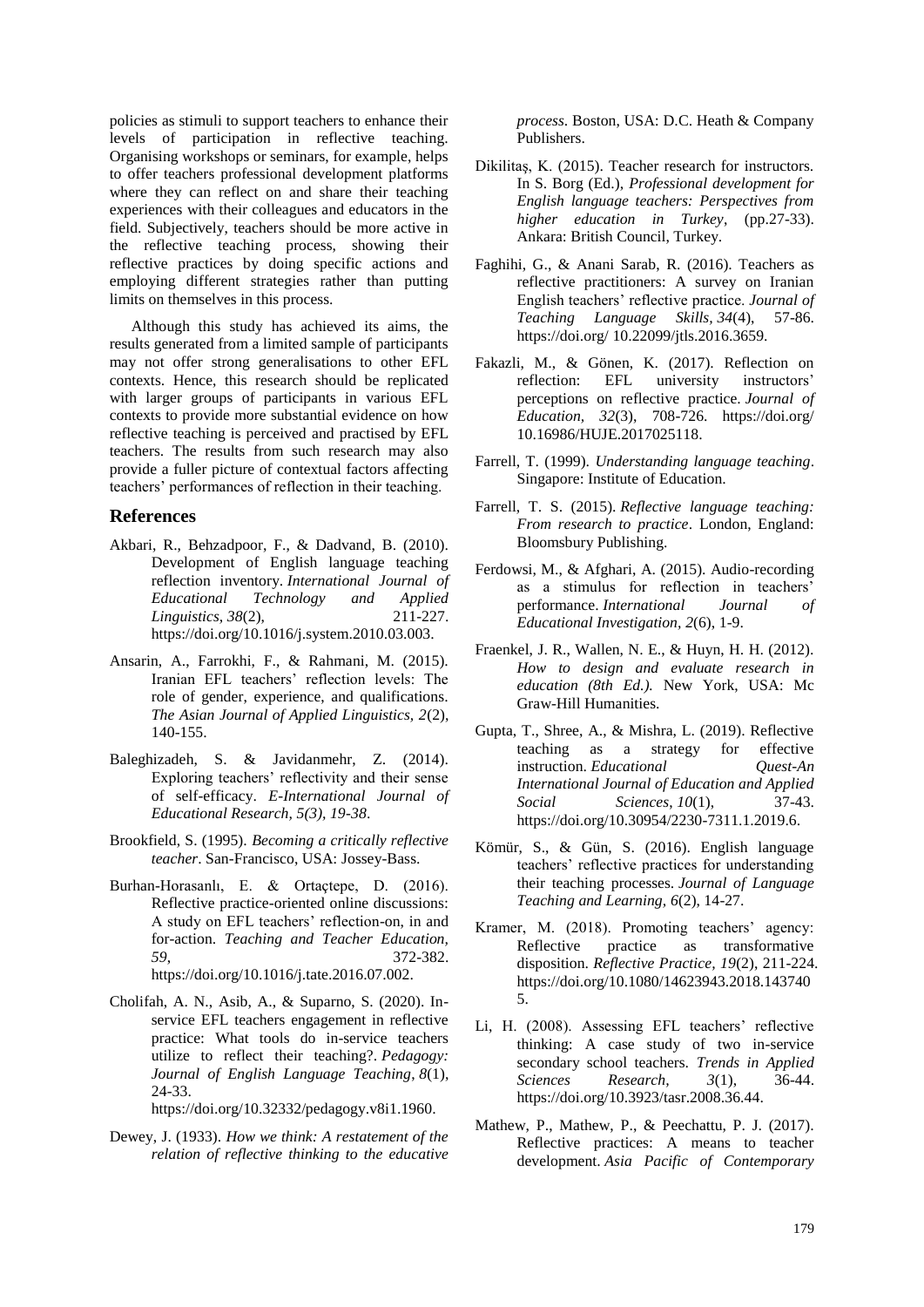policies as stimuli to support teachers to enhance their levels of participation in reflective teaching. Organising workshops or seminars, for example, helps to offer teachers professional development platforms where they can reflect on and share their teaching experiences with their colleagues and educators in the field. Subjectively, teachers should be more active in the reflective teaching process, showing their reflective practices by doing specific actions and employing different strategies rather than putting limits on themselves in this process.

Although this study has achieved its aims, the results generated from a limited sample of participants may not offer strong generalisations to other EFL contexts. Hence, this research should be replicated with larger groups of participants in various EFL contexts to provide more substantial evidence on how reflective teaching is perceived and practised by EFL teachers. The results from such research may also provide a fuller picture of contextual factors affecting teachers' performances of reflection in their teaching.

## References

Akbari, R., Behzadpoor, F., & Dadvand, B. (2010). Development of English language teaching reflection inventory. *International Journal of Educational Technology and Applied Linguistics, 38*(2), 211-227. https://doi.org/10.1016/j.system.2010.03.003.

Ansarin, A., Farrokhi, F., & Rahmani, M. (2015). Iranian EFL teachers' reflection levels: The role of gender, experience, and qualifications. *The Asian Journal of Applied Linguistics, 2*(2), 140-155.

Baleghizadeh, S. & Javidanmehr, Z. (2014). Exploring teachers' reflectivity and their sense of self-efficacy. *E-International Journal of Educational Research, 5(3), 19-38*.

Brookfield, S. (1995). *Becoming a critically reflective teacher*. San-Francisco, USA: Jossey-Bass.

Burhan-Horasanlı, E. & Ortaçtepe, D. (2016). Reflective practice-oriented online discussions: A study on EFL teachers' reflection-on, in and for-action. *Teaching and Teacher Education, 59*, 372-382. https://doi.org/10.1016/j.tate.2016.07.002.

Cholifah, A. N., Asib, A., & Suparno, S. (2020). In-service EFL teachers engagement in reflective practice: What tools do in-service teachers utilize to reflect their teaching?. *Pedagogy: Journal of English Language Teaching, 8*(1), 24-33. https://doi.org/10.32332/pedagogy.v8i1.1960.

Dewey, J. (1933). *How we think: A restatement of the relation of reflective thinking to the educative process*. Boston, USA: D.C. Heath & Company Publishers.

Dikilitaş, K. (2015). Teacher research for instructors. In S. Borg (Ed.), *Professional development for English language teachers: Perspectives from higher education in Turkey*, (pp.27-33). Ankara: British Council, Turkey.

Faghihi, G., & Anani Sarab, R. (2016). Teachers as reflective practitioners: A survey on Iranian English teachers' reflective practice. *Journal of Teaching Language Skills, 34*(4), 57-86. https://doi.org/ 10.22099/jtls.2016.3659.

Fakazli, M., & Gönen, K. (2017). Reflection on reflection: EFL university instructors' perceptions on reflective practice. *Journal of Education, 32*(3), 708-726. https://doi.org/ 10.16986/HUJE.2017025118.

Farrell, T. (1999). *Understanding language teaching*. Singapore: Institute of Education.

Farrell, T. S. (2015). *Reflective language teaching: From research to practice*. London, England: Bloomsbury Publishing.

Ferdowsi, M., & Afghari, A. (2015). Audio-recording as a stimulus for reflection in teachers' performance. *International Journal of Educational Investigation, 2*(6), 1-9.

Fraenkel, J. R., Wallen, N. E., & Huyn, H. H. (2012). *How to design and evaluate research in education (8th Ed.).* New York, USA: Mc Graw-Hill Humanities.

Gupta, T., Shree, A., & Mishra, L. (2019). Reflective teaching as a strategy for effective instruction. *Educational Quest-An International Journal of Education and Applied Social Sciences, 10*(1), 37-43. https://doi.org/10.30954/2230-7311.1.2019.6.

Kömür, S., & Gün, S. (2016). English language teachers' reflective practices for understanding their teaching processes. *Journal of Language Teaching and Learning, 6*(2), 14-27.

Kramer, M. (2018). Promoting teachers' agency: Reflective practice as transformative disposition. *Reflective Practice, 19*(2), 211-224. https://doi.org/10.1080/14623943.2018.1437405.

Li, H. (2008). Assessing EFL teachers' reflective thinking: A case study of two in-service secondary school teachers. *Trends in Applied Sciences Research, 3*(1), 36-44. https://doi.org/10.3923/tasr.2008.36.44.

Mathew, P., Mathew, P., & Peechattu, P. J. (2017). Reflective practices: A means to teacher development. *Asia Pacific of Contemporary*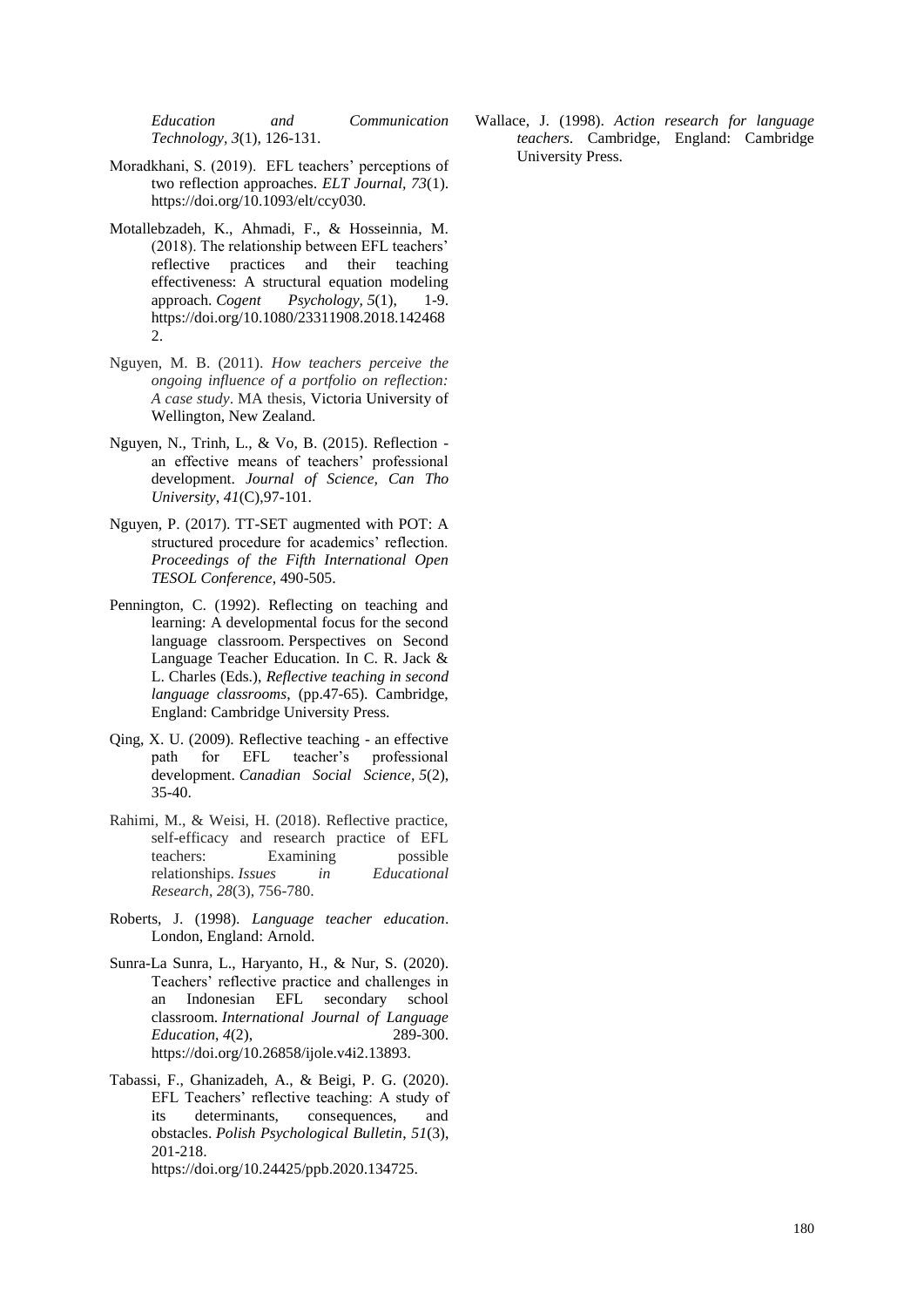*Education and Communication Technology, 3*(1), 126-131.

Moradkhani, S. (2019). EFL teachers' perceptions of two reflection approaches. *ELT Journal, 73*(1). https://doi.org/10.1093/elt/ccy030.

Motallebzadeh, K., Ahmadi, F., & Hosseinnia, M. (2018). The relationship between EFL teachers' reflective practices and their teaching effectiveness: A structural equation modeling approach. *Cogent Psychology, 5*(1), 1-9. https://doi.org/10.1080/23311908.2018.1424682.

Nguyen, M. B. (2011). *How teachers perceive the ongoing influence of a portfolio on reflection: A case study*. MA thesis, Victoria University of Wellington, New Zealand.

Nguyen, N., Trinh, L., & Vo, B. (2015). Reflection - an effective means of teachers' professional development. *Journal of Science, Can Tho University*, *41*(C),97-101.

Nguyen, P. (2017). TT-SET augmented with POT: A structured procedure for academics' reflection. *Proceedings of the Fifth International Open TESOL Conference*, 490-505.

Pennington, C. (1992). Reflecting on teaching and learning: A developmental focus for the second language classroom. Perspectives on Second Language Teacher Education. In C. R. Jack & L. Charles (Eds.), *Reflective teaching in second language classrooms*, (pp.47-65). Cambridge, England: Cambridge University Press.

Qing, X. U. (2009). Reflective teaching - an effective path for EFL teacher's professional development. *Canadian Social Science, 5*(2), 35-40.

Rahimi, M., & Weisi, H. (2018). Reflective practice, self-efficacy and research practice of EFL teachers: Examining possible relationships. *Issues in Educational Research*, *28*(3), 756-780.

Roberts, J. (1998). *Language teacher education*. London, England: Arnold.

Sunra-La Sunra, L., Haryanto, H., & Nur, S. (2020). Teachers' reflective practice and challenges in an Indonesian EFL secondary school classroom. *International Journal of Language Education*, *4*(2), 289-300. https://doi.org/10.26858/ijole.v4i2.13893.

Tabassi, F., Ghanizadeh, A., & Beigi, P. G. (2020). EFL Teachers' reflective teaching: A study of its determinants, consequences, and obstacles. *Polish Psychological Bulletin*, *51*(3), 201-218. https://doi.org/10.24425/ppb.2020.134725.

Wallace, J. (1998). *Action research for language teachers*. Cambridge, England: Cambridge University Press.